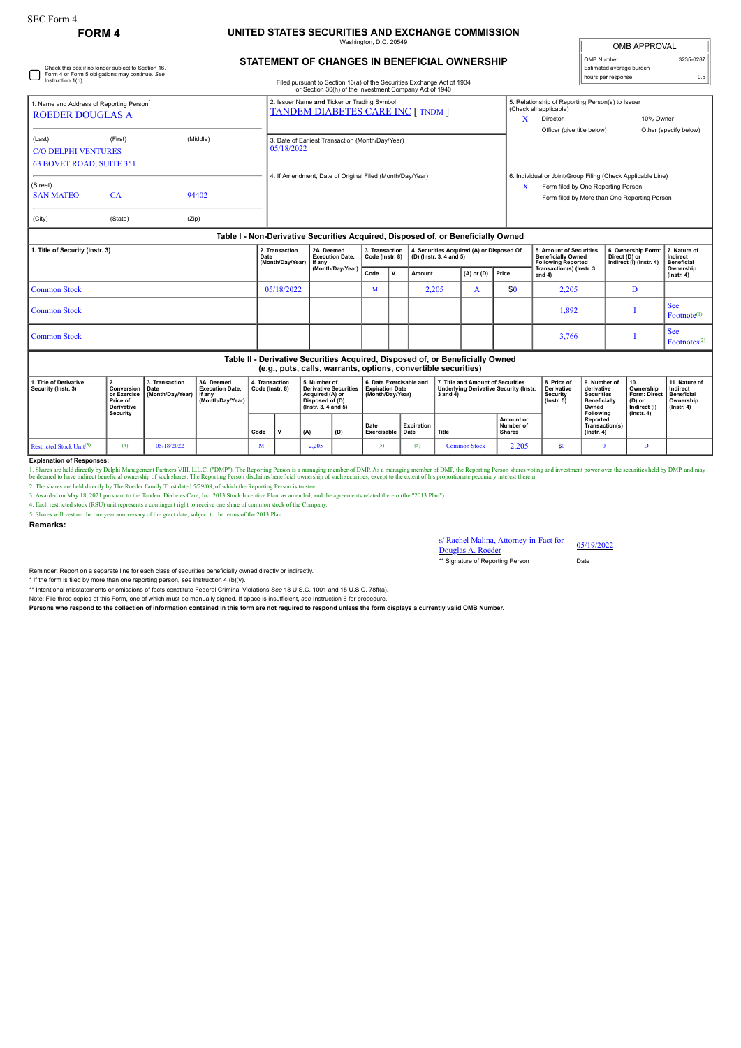SEC Form 4

# FORM 4

## UNITED STATES SECURITIES AND EXCHANGE COMMISSION

Washington, D.C. 20549

## STATEMENT OF CHANGES IN BENEFICIAL OWNERSHIP

Filed pursuant to Section 16(a) of the Securities Exchange Act of 1934 or Section 30(h) of the Investment Company Act of 1940

| OMB APPROVAL | |
|---|---|
| OMB Number: | 3235-0287 |
| Estimated average burden hours per response: | 0.5 |

☐ Check this box if no longer subject to Section 16. Form 4 or Form 5 obligations may continue. *See* Instruction 1(b).

1. Name and Address of Reporting Person*
ROEDER DOUGLAS A

(Last) (First) (Middle)
C/O DELPHI VENTURES
63 BOVET ROAD, SUITE 351

(Street)
SAN MATEO CA 94402

(City) (State) (Zip)

2. Issuer Name **and** Ticker or Trading Symbol
TANDEM DIABETES CARE INC [ TNDM ]

3. Date of Earliest Transaction (Month/Day/Year)
05/18/2022

4. If Amendment, Date of Original Filed (Month/Day/Year)

5. Relationship of Reporting Person(s) to Issuer (Check all applicable)
X Director
10% Owner
Officer (give title below)
Other (specify below)

6. Individual or Joint/Group Filing (Check Applicable Line)
X Form filed by One Reporting Person
Form filed by More than One Reporting Person

### Table I - Non-Derivative Securities Acquired, Disposed of, or Beneficially Owned

| 1. Title of Security (Instr. 3) | 2. Transaction Date (Month/Day/Year) | 2A. Deemed Execution Date, if any (Month/Day/Year) | 3. Transaction Code (Instr. 8) | | 4. Securities Acquired (A) or Disposed Of (D) (Instr. 3, 4 and 5) | | | 5. Amount of Securities Beneficially Owned Following Reported Transaction(s) (Instr. 3 and 4) | 6. Ownership Form: Direct (D) or Indirect (I) (Instr. 4) | 7. Nature of Indirect Beneficial Ownership (Instr. 4) |
|---|---|---|---|---|---|---|---|---|---|---|
| | | | Code | V | Amount | (A) or (D) | Price | | | |
| Common Stock | 05/18/2022 | | M | | 2,205 | A | $0 | 2,205 | D | |
| Common Stock | | | | | | | | 1,892 | I | See Footnote[1] |
| Common Stock | | | | | | | | 3,766 | I | See Footnotes[2] |

### Table II - Derivative Securities Acquired, Disposed of, or Beneficially Owned (e.g., puts, calls, warrants, options, convertible securities)

| 1. Title of Derivative Security (Instr. 3) | 2. Conversion or Exercise Price of Derivative Security | 3. Transaction Date (Month/Day/Year) | 3A. Deemed Execution Date, if any (Month/Day/Year) | 4. Transaction Code (Instr. 8) | | 5. Number of Derivative Securities Acquired (A) or Disposed of (D) (Instr. 3, 4 and 5) | | 6. Date Exercisable and Expiration Date (Month/Day/Year) | | 7. Title and Amount of Securities Underlying Derivative Security (Instr. 3 and 4) | | 8. Price of Derivative Security (Instr. 5) | 9. Number of derivative Securities Beneficially Owned Following Reported Transaction(s) (Instr. 4) | 10. Ownership Form: Direct (D) or Indirect (I) (Instr. 4) | 11. Nature of Indirect Beneficial Ownership (Instr. 4) |
|---|---|---|---|---|---|---|---|---|---|---|---|---|---|---|---|
| | | | | Code | V | (A) | (D) | Date Exercisable | Expiration Date | Title | Amount or Number of Shares | | | | |
| Restricted Stock Unit[3] | (4) | 05/18/2022 | | M | | 2,205 | | (5) | (5) | Common Stock | 2,205 | $0 | 0 | D | |

**Explanation of Responses:**

1. Shares are held directly by Delphi Management Partners VIII, L.L.C. ("DMP"). The Reporting Person is a managing member of DMP. As a managing member of DMP, the Reporting Person shares voting and investment power over the securities held by DMP, and may be deemed to have indirect beneficial ownership of such shares. The Reporting Person disclaims beneficial ownership of such securities, except to the extent of his proportionate pecuniary interest therein.

2. The shares are held directly by The Roeder Family Trust dated 5/29/08, of which the Reporting Person is trustee.

3. Awarded on May 18, 2021 pursuant to the Tandem Diabetes Care, Inc. 2013 Stock Incentive Plan, as amended, and the agreements related thereto (the "2013 Plan").

4. Each restricted stock (RSU) unit represents a contingent right to receive one share of common stock of the Company.

5. Shares will vest on the one year anniversary of the grant date, subject to the terms of the 2013 Plan.

**Remarks:**

s/ Rachel Malina, Attorney-in-Fact for Douglas A. Roeder — 05/19/2022

** Signature of Reporting Person — Date

Reminder: Report on a separate line for each class of securities beneficially owned directly or indirectly.

* If the form is filed by more than one reporting person, *see* Instruction 4 (b)(v).

** Intentional misstatements or omissions of facts constitute Federal Criminal Violations *See* 18 U.S.C. 1001 and 15 U.S.C. 78ff(a).

Note: File three copies of this Form, one of which must be manually signed. If space is insufficient, *see* Instruction 6 for procedure.

**Persons who respond to the collection of information contained in this form are not required to respond unless the form displays a currently valid OMB Number.**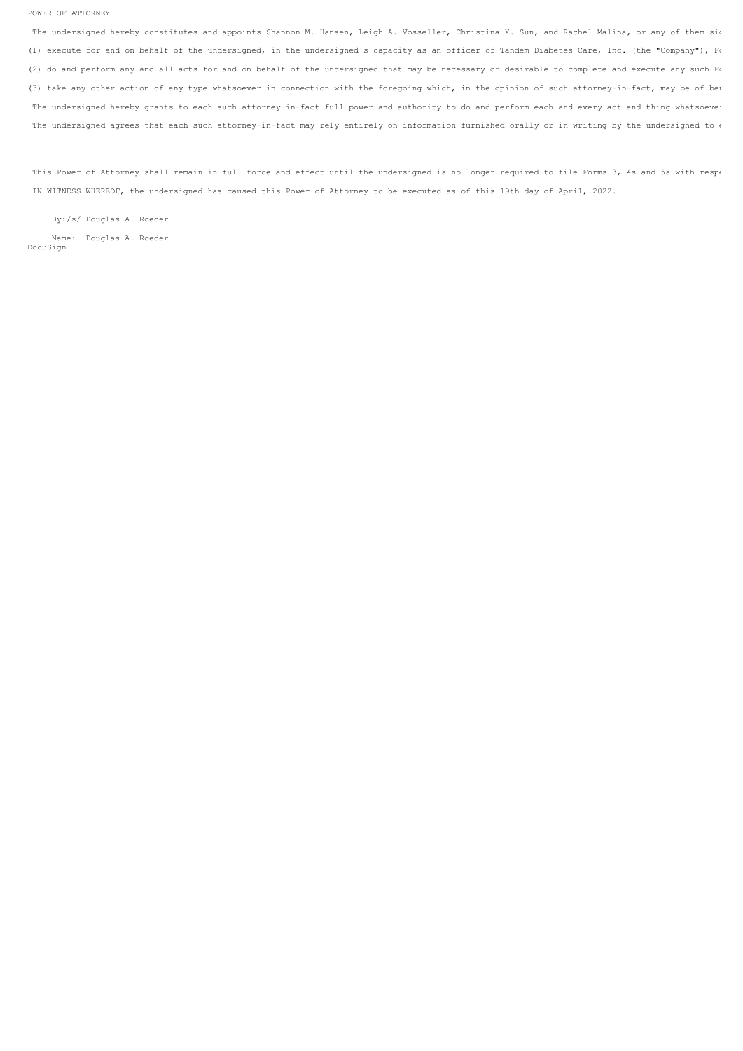POWER OF ATTORNEY

The undersigned hereby constitutes and appoints Shannon M. Hansen, Leigh A. Vosseller, Christina X. Sun, and Rachel Malina, or any of them si

(1) execute for and on behalf of the undersigned, in the undersigned's capacity as an officer of Tandem Diabetes Care, Inc. (the "Company"), F

(2) do and perform any and all acts for and on behalf of the undersigned that may be necessary or desirable to complete and execute any such F

(3) take any other action of any type whatsoever in connection with the foregoing which, in the opinion of such attorney-in-fact, may be of be

The undersigned hereby grants to each such attorney-in-fact full power and authority to do and perform each and every act and thing whatsoeve

The undersigned agrees that each such attorney-in-fact may rely entirely on information furnished orally or in writing by the undersigned to

This Power of Attorney shall remain in full force and effect until the undersigned is no longer required to file Forms 3, 4s and 5s with resp

IN WITNESS WHEREOF, the undersigned has caused this Power of Attorney to be executed as of this 19th day of April, 2022.

By:/s/ Douglas A. Roeder

Name: Douglas A. Roeder

DocuSign